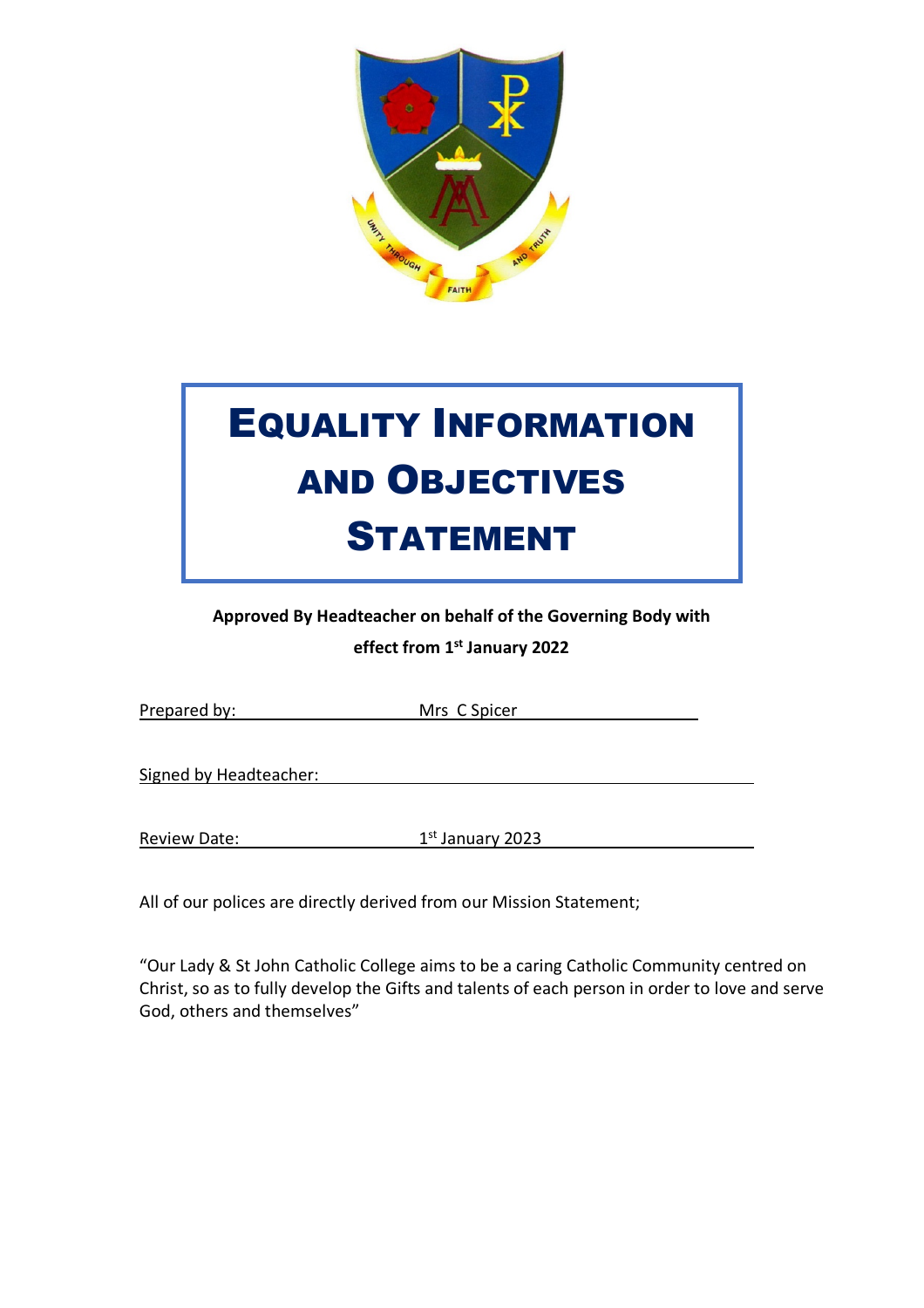# EQUALITY INFORMATION AND OBJECTIVES STATEMENT

**Approved By Headteacher on behalf of the Governing Body with effect from 1st January 2022**

Prepared by: Mrs C Spicer

Signed by Headteacher:

Review Date: 1st January 2023

All of our polices are directly derived from our Mission Statement;

"Our Lady & St John Catholic College aims to be a caring Catholic Community centred on Christ, so as to fully develop the Gifts and talents of each person in order to love and serve God, others and themselves"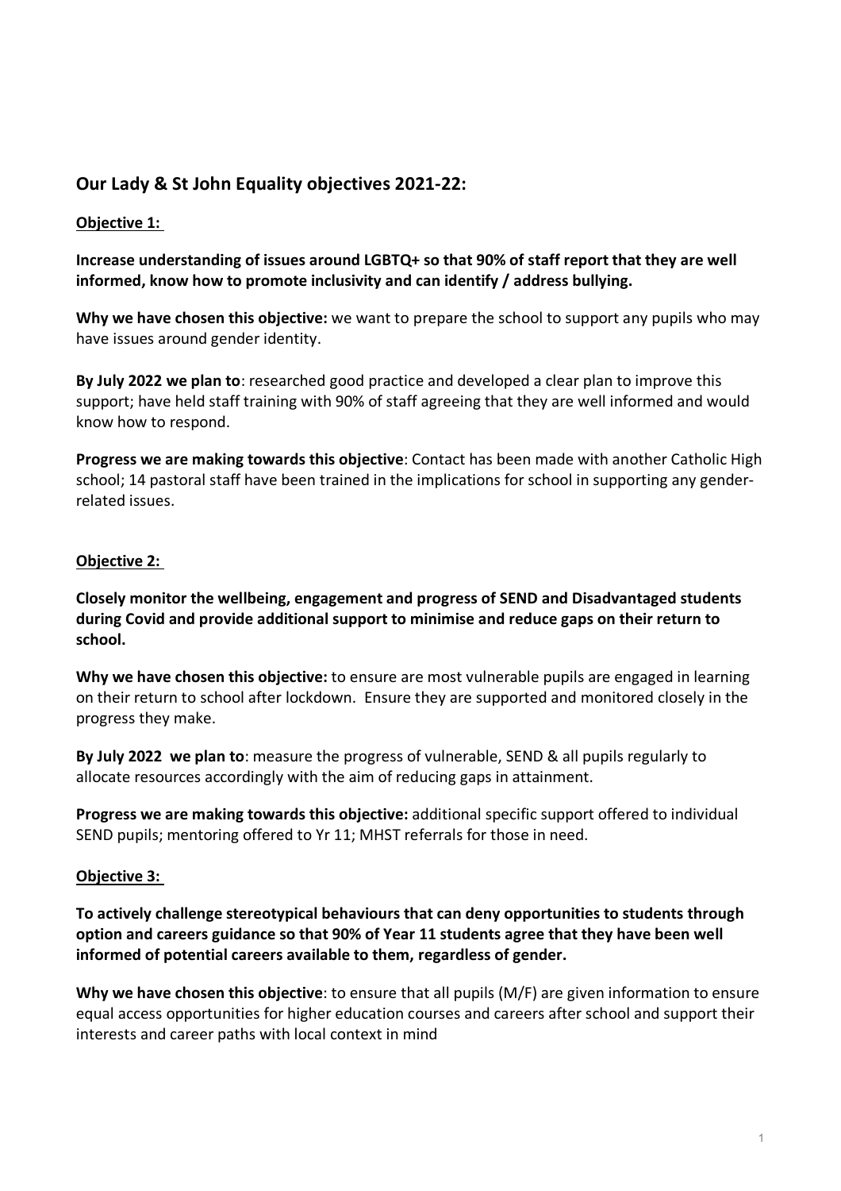## Our Lady & St John Equality objectives 2021-22:

**Objective 1:**

**Increase understanding of issues around LGBTQ+ so that 90% of staff report that they are well informed, know how to promote inclusivity and can identify / address bullying.**

**Why we have chosen this objective:** we want to prepare the school to support any pupils who may have issues around gender identity.

**By July 2022 we plan to**: researched good practice and developed a clear plan to improve this support; have held staff training with 90% of staff agreeing that they are well informed and would know how to respond.

**Progress we are making towards this objective**: Contact has been made with another Catholic High school; 14 pastoral staff have been trained in the implications for school in supporting any gender-related issues.

**Objective 2:**

**Closely monitor the wellbeing, engagement and progress of SEND and Disadvantaged students during Covid and provide additional support to minimise and reduce gaps on their return to school.**

**Why we have chosen this objective:** to ensure are most vulnerable pupils are engaged in learning on their return to school after lockdown. Ensure they are supported and monitored closely in the progress they make.

**By July 2022 we plan to**: measure the progress of vulnerable, SEND & all pupils regularly to allocate resources accordingly with the aim of reducing gaps in attainment.

**Progress we are making towards this objective:** additional specific support offered to individual SEND pupils; mentoring offered to Yr 11; MHST referrals for those in need.

**Objective 3:**

**To actively challenge stereotypical behaviours that can deny opportunities to students through option and careers guidance so that 90% of Year 11 students agree that they have been well informed of potential careers available to them, regardless of gender.**

**Why we have chosen this objective**: to ensure that all pupils (M/F) are given information to ensure equal access opportunities for higher education courses and careers after school and support their interests and career paths with local context in mind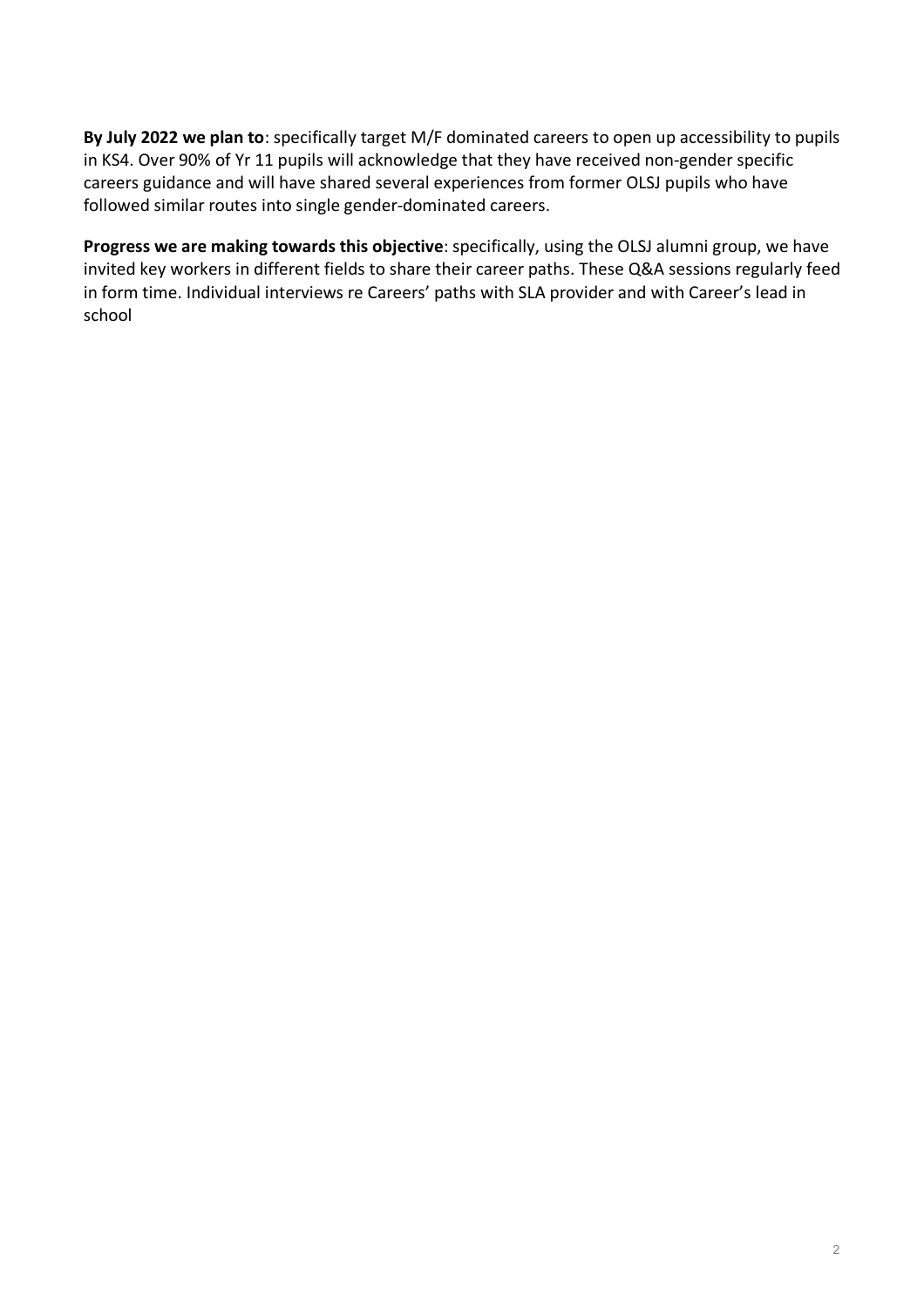**By July 2022 we plan to**: specifically target M/F dominated careers to open up accessibility to pupils in KS4. Over 90% of Yr 11 pupils will acknowledge that they have received non-gender specific careers guidance and will have shared several experiences from former OLSJ pupils who have followed similar routes into single gender-dominated careers.

**Progress we are making towards this objective**: specifically, using the OLSJ alumni group, we have invited key workers in different fields to share their career paths. These Q&A sessions regularly feed in form time. Individual interviews re Careers' paths with SLA provider and with Career's lead in school